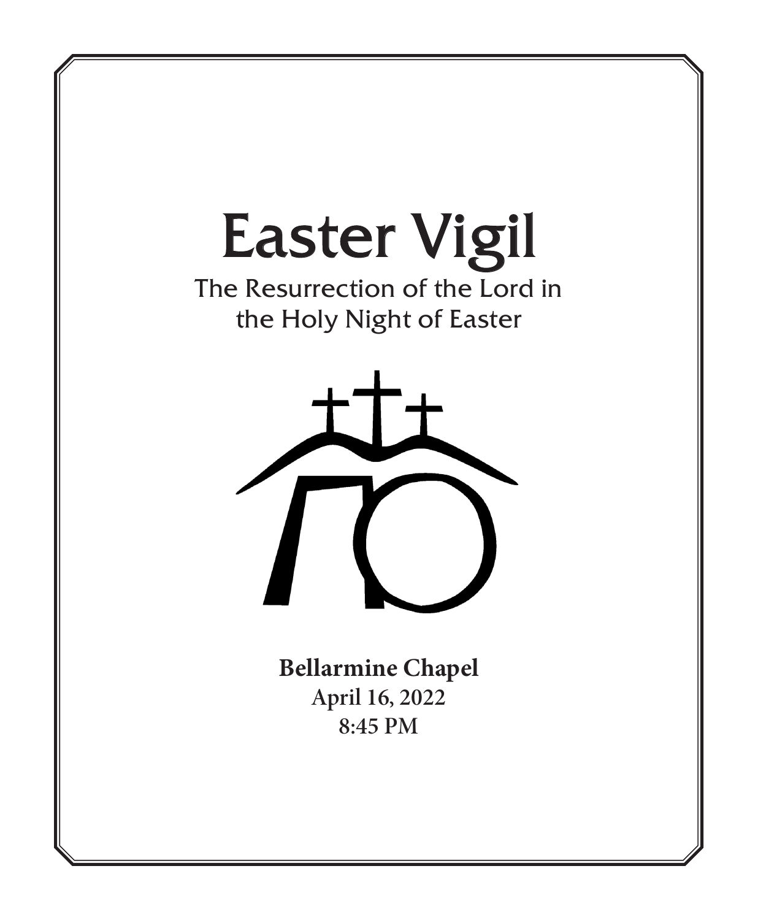# Easter Vigil

## The Resurrection of the Lord in the Holy Night of Easter

**Bellarmine Chapel**
**April 16, 2022**
**8:45 PM**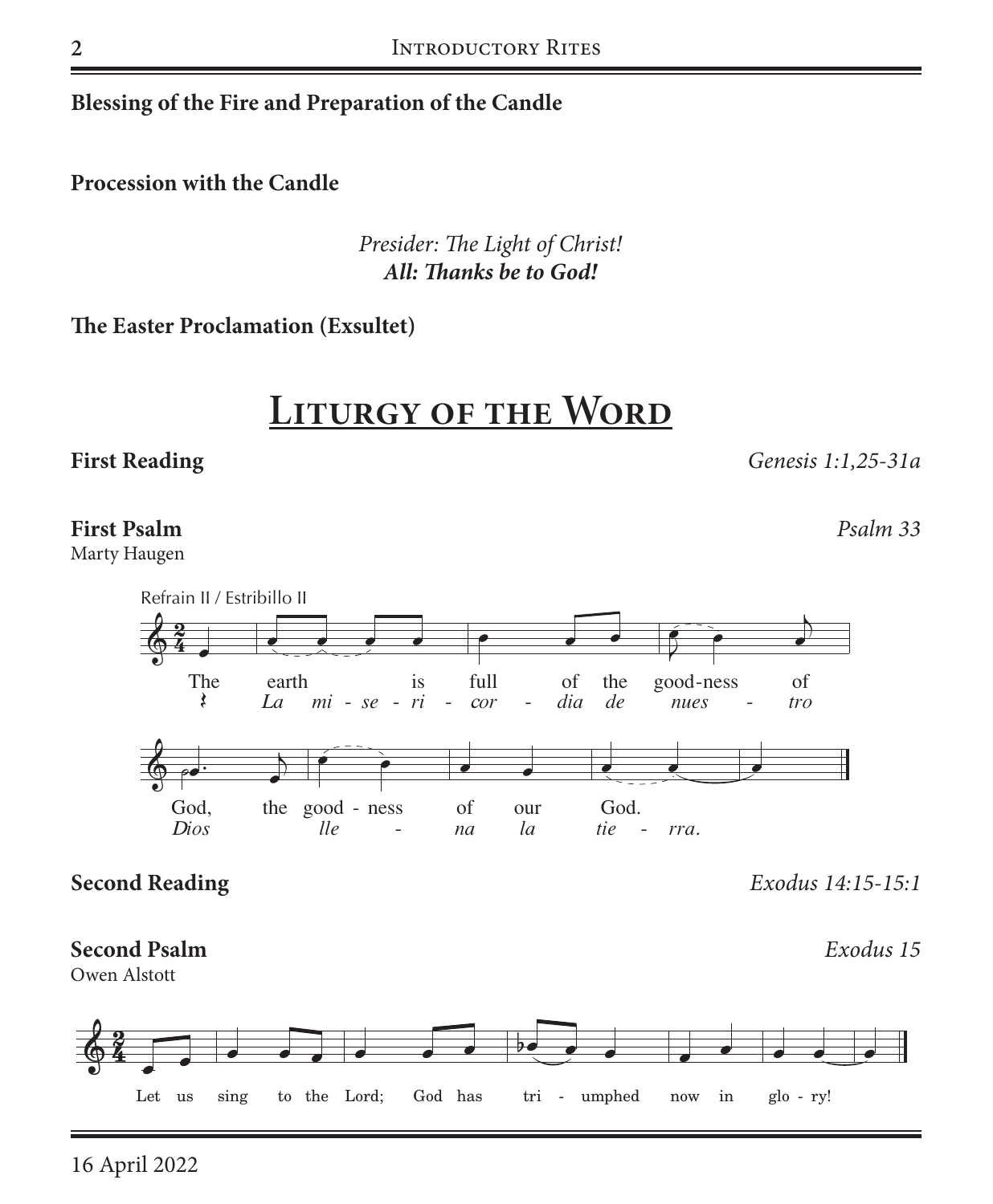**Blessing of the Fire and Preparation of the Candle**

**Procession with the Candle**

*Presider: The Light of Christ!*
***All: Thanks be to God!***

**The Easter Proclamation (Exsultet)**

# Liturgy of the Word

**First Reading** *Genesis 1:1,25-31a*

**First Psalm** *Psalm 33*
Marty Haugen

Refrain II / Estribillo II

The earth is full of the good-ness of God, the good - ness of our God.
*La mi - se - ri - cor - dia de nues - tro Dios lle - na la tie - rra.*

**Second Reading** *Exodus 14:15-15:1*

**Second Psalm** *Exodus 15*
Owen Alstott

Let us sing to the Lord; God has tri - umphed now in glo - ry!

16 April 2022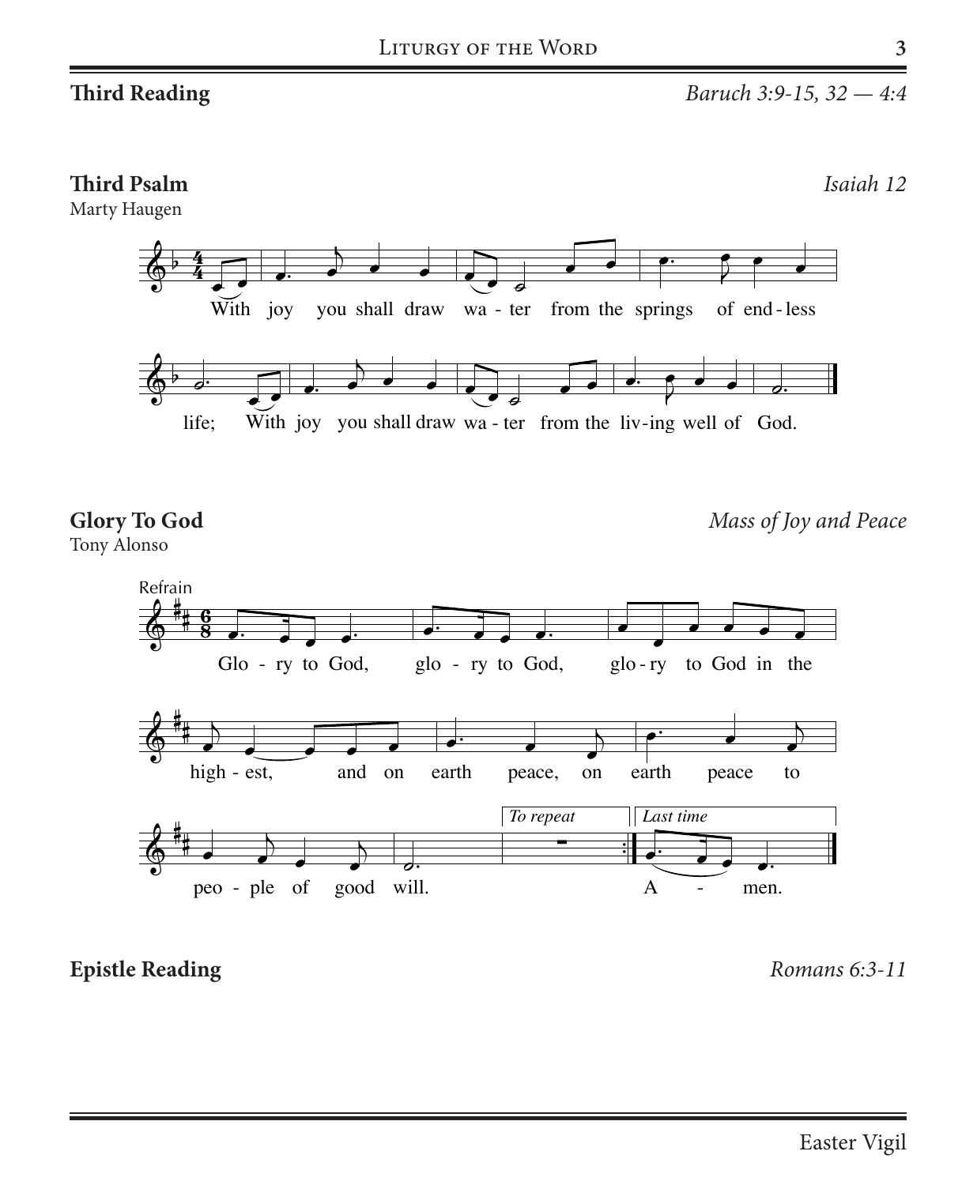**Third Reading** *Baruch 3:9-15, 32 — 4:4*

**Third Psalm** *Isaiah 12*

Marty Haugen

With joy you shall draw wa - ter from the springs of end - less life; With joy you shall draw wa - ter from the liv - ing well of God.

**Glory To God** *Mass of Joy and Peace*

Tony Alonso

Refrain

Glo - ry to God, glo - ry to God, glo - ry to God in the high - est, and on earth peace, on earth peace to peo - ple of good will.

*To repeat* | *Last time*

A - men.

**Epistle Reading** *Romans 6:3-11*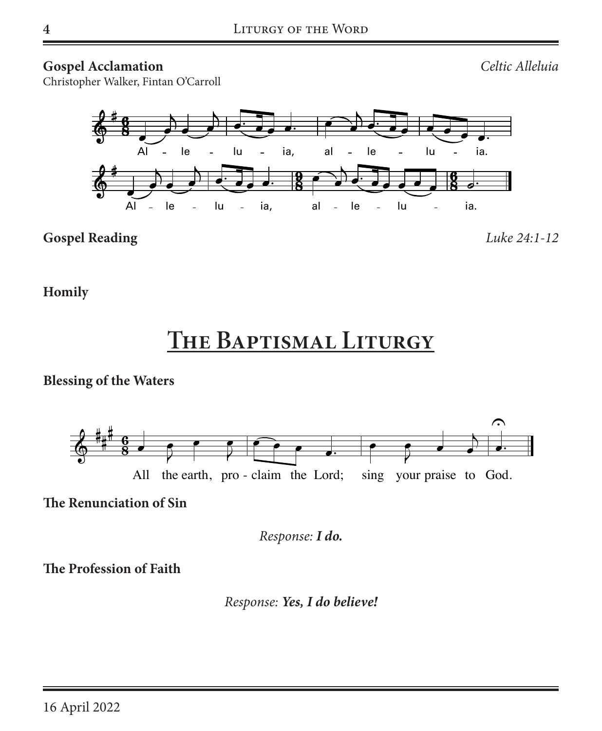**Gospel Acclamation** *Celtic Alleluia*

Christopher Walker, Fintan O'Carroll

Al - le - lu - ia, al - le - lu - ia.

Al - le - lu - ia, al - le - lu - ia.

**Gospel Reading** *Luke 24:1-12*

**Homily**

# The Baptismal Liturgy

**Blessing of the Waters**

All the earth, pro - claim the Lord; sing your praise to God.

**The Renunciation of Sin**

*Response:* ***I do.***

**The Profession of Faith**

*Response:* ***Yes, I do believe!***

16 April 2022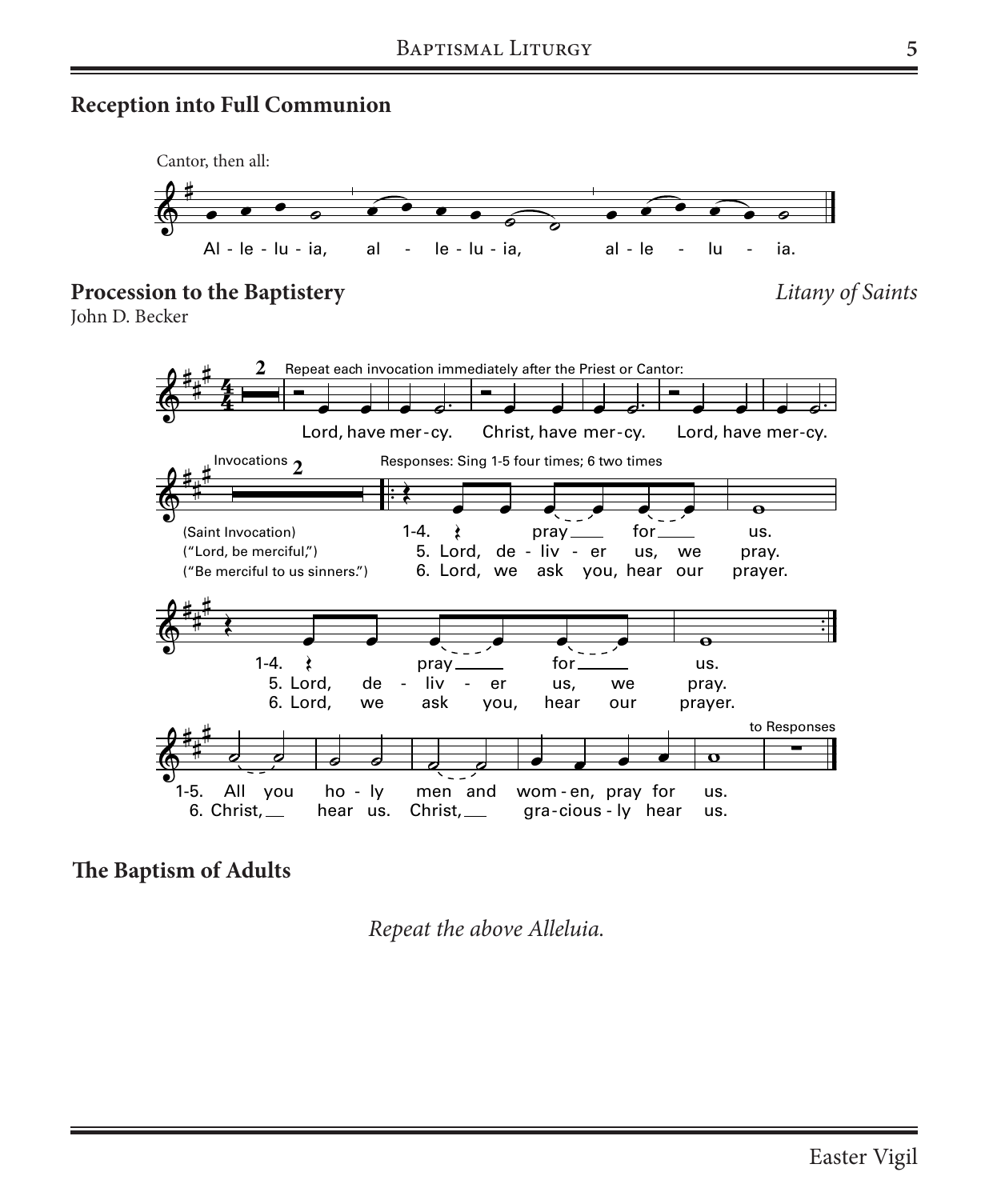## Reception into Full Communion

Cantor, then all:

Al - le - lu - ia, al - le - lu - ia, al - le - lu - ia.

## Procession to the Baptistery

*Litany of Saints*

John D. Becker

Repeat each invocation immediately after the Priest or Cantor:

Lord, have mer-cy. Christ, have mer-cy. Lord, have mer-cy.

Invocations

(Saint Invocation)
("Lord, be merciful,")
("Be merciful to us sinners.")

Responses: Sing 1-5 four times; 6 two times

1-4. pray for us.
5. Lord, de - liv - er us, we pray.
6. Lord, we ask you, hear our prayer.

1-4. pray for us.
5. Lord, de - liv - er us, we pray.
6. Lord, we ask you, hear our prayer.

1-5. All you ho - ly men and wom - en, pray for us.
6. Christ, hear us. Christ, gra - cious - ly hear us.

to Responses

## The Baptism of Adults

*Repeat the above Alleluia.*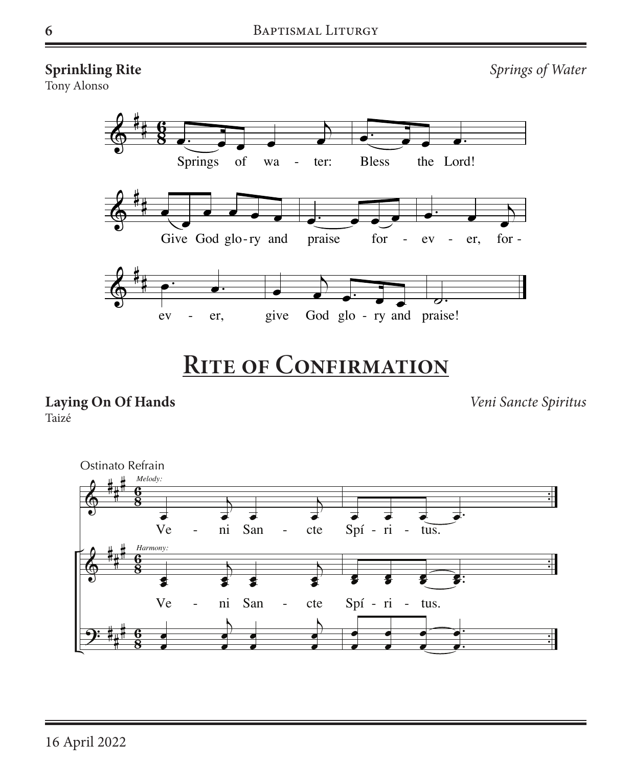**Sprinkling Rite** *Springs of Water*

Tony Alonso

Springs of water: Bless the Lord!

Give God glory and praise for ever, for ever, give God glory and praise!

# Rite of Confirmation

**Laying On Of Hands** *Veni Sancte Spiritus*

Taizé

Ostinato Refrain

*Melody:*

Veni Sancte Spíritus.

*Harmony:*

Veni Sancte Spíritus.

16 April 2022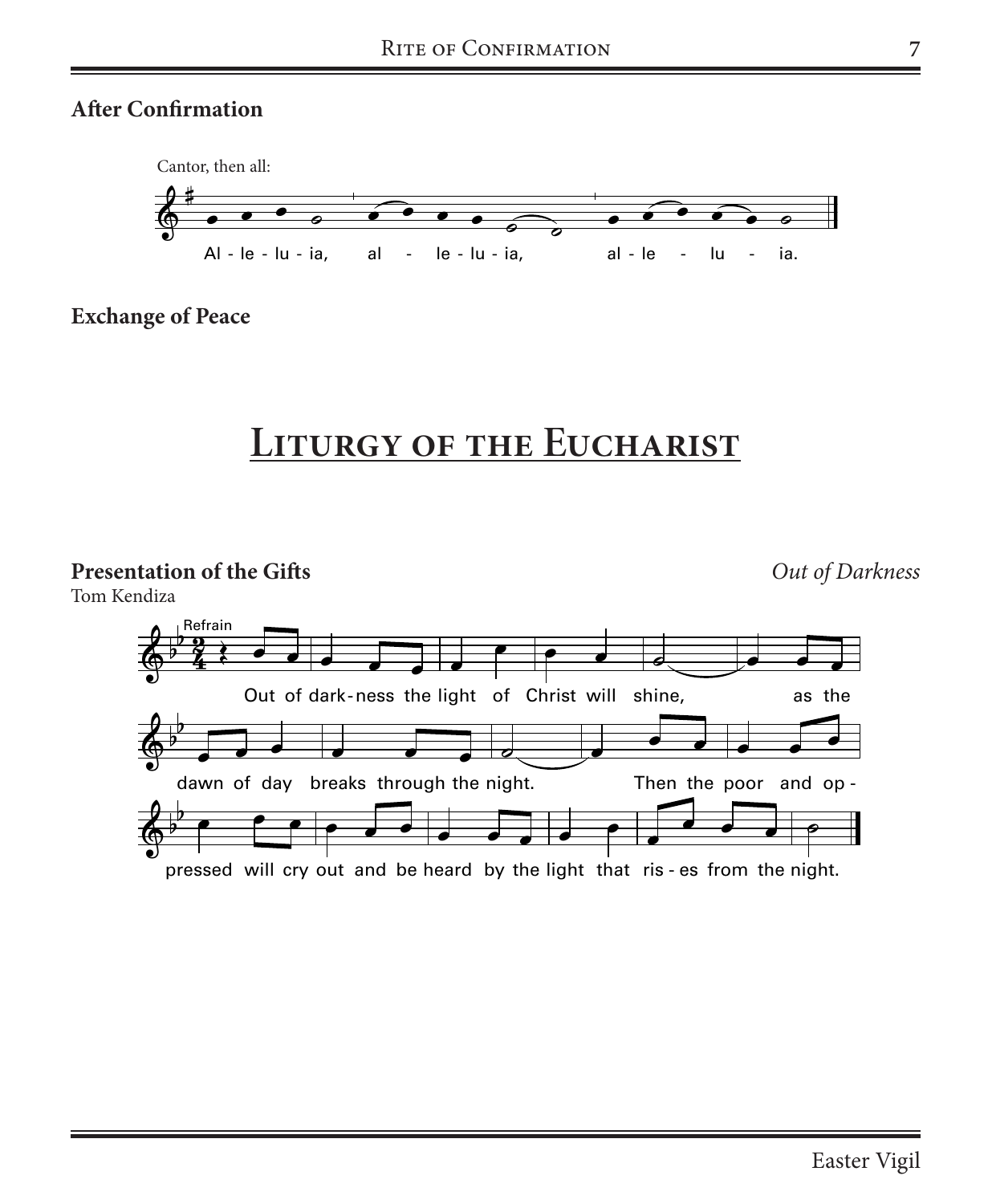### After Confirmation

Cantor, then all:

Al - le - lu - ia, al - le - lu - ia, al - le - lu - ia.

### Exchange of Peace

# Liturgy of the Eucharist

### Presentation of the Gifts

*Out of Darkness*

Tom Kendiza

Refrain

Out of dark-ness the light of Christ will shine, as the dawn of day breaks through the night. Then the poor and op - pressed will cry out and be heard by the light that ris - es from the night.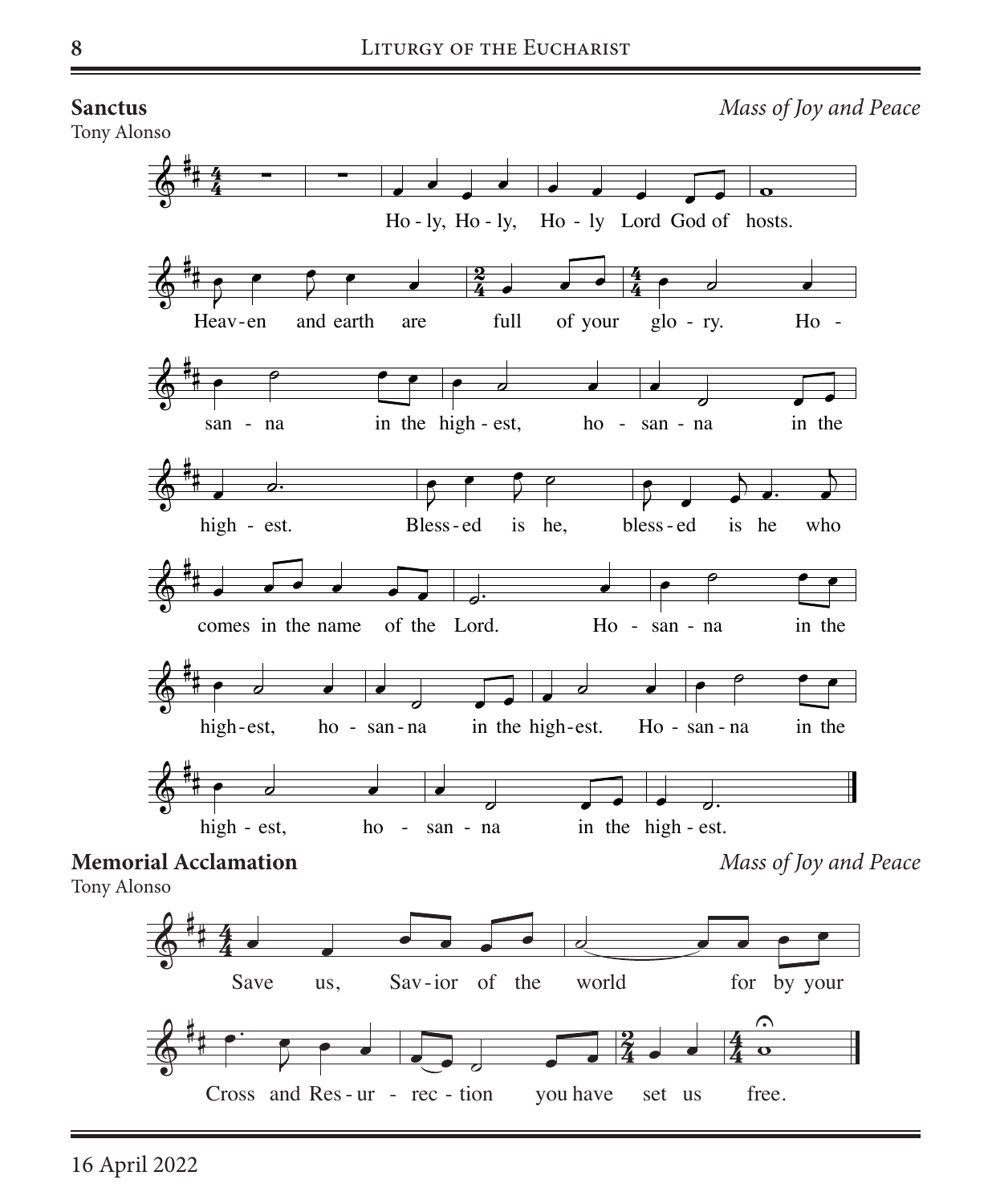## Sanctus

*Mass of Joy and Peace*

Tony Alonso

Ho - ly, Ho - ly, Ho - ly Lord God of hosts.

Heav-en and earth are full of your glo - ry. Ho - san - na in the high - est, ho - san - na in the high - est.

Bless-ed is he, bless-ed is he who comes in the name of the Lord.

Ho - san - na in the high-est, ho - san-na in the high-est. Ho - san-na in the high - est, ho - san - na in the high - est.

## Memorial Acclamation

*Mass of Joy and Peace*

Tony Alonso

Save us, Sav-ior of the world for by your Cross and Res - ur - rec - tion you have set us free.

16 April 2022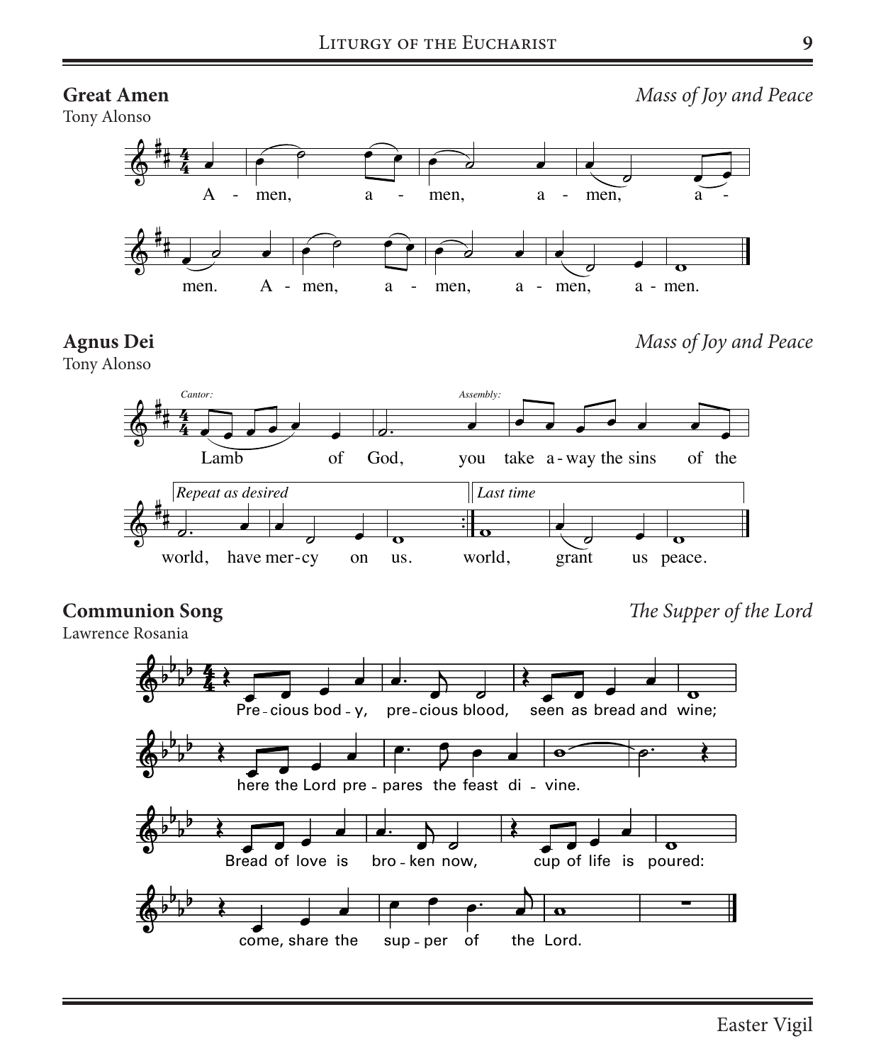**Great Amen**

Tony Alonso

*Mass of Joy and Peace*

A - men, a - men, a - men, a - men. A - men, a - men, a - men, a - men.

**Agnus Dei**

Tony Alonso

*Mass of Joy and Peace*

*Cantor:* Lamb of God, *Assembly:* you take a-way the sins of the

*Repeat as desired* world, have mer-cy on us. *Last time* world, grant us peace.

**Communion Song**

Lawrence Rosania

*The Supper of the Lord*

Pre-cious bod-y, pre-cious blood, seen as bread and wine;

here the Lord pre-pares the feast di-vine.

Bread of love is bro-ken now, cup of life is poured:

come, share the sup-per of the Lord.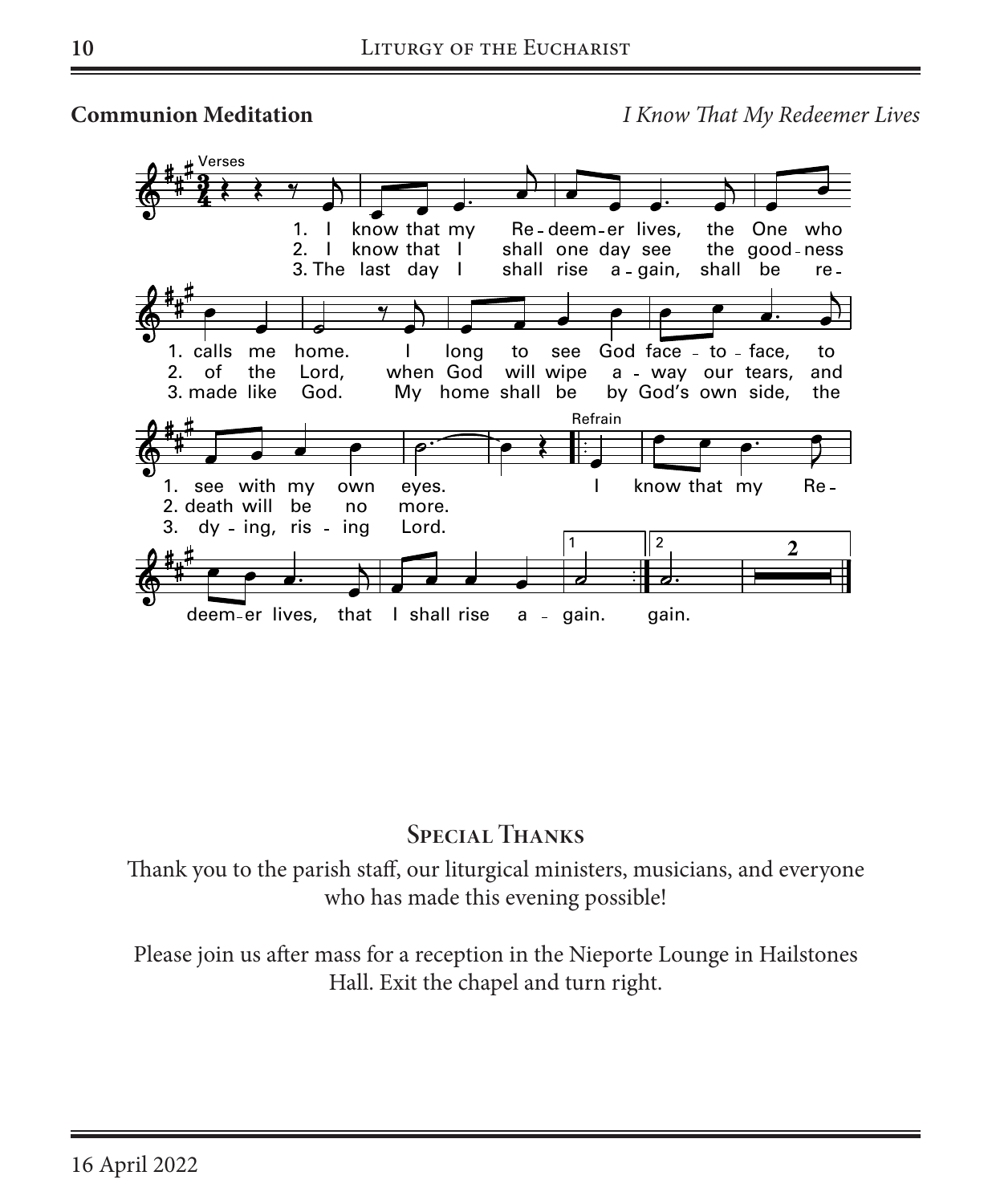**Communion Meditation** *I Know That My Redeemer Lives*

Verses

1. I know that my Redeemer lives, the One who calls me home. I long to see God face-to-face, to see with my own eyes.
2. I know that I shall one day see the goodness of the Lord, when God will wipe away our tears, and death will be no more.
3. The last day I shall rise again, shall be remade like God. My home shall be by God's own side, the dying, rising Lord.

Refrain

I know that my Redeemer lives, that I shall rise again.

## Special Thanks

Thank you to the parish staff, our liturgical ministers, musicians, and everyone who has made this evening possible!

Please join us after mass for a reception in the Nieporte Lounge in Hailstones Hall. Exit the chapel and turn right.

16 April 2022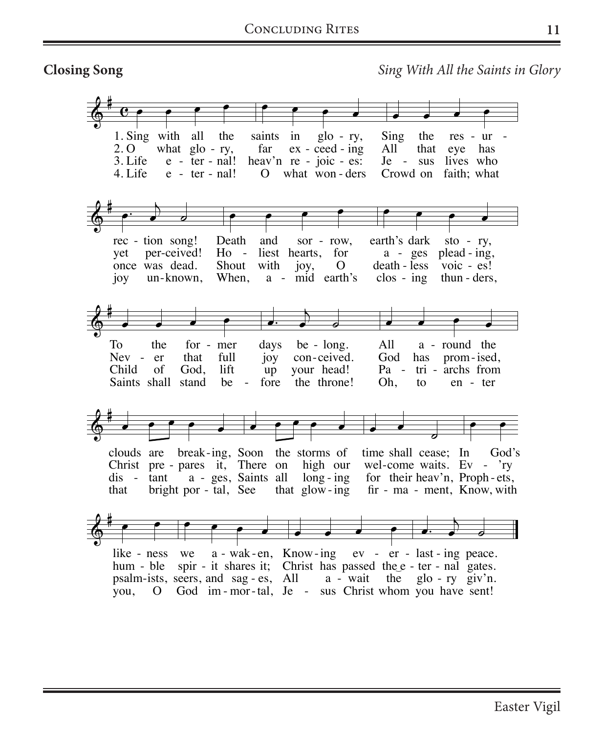**Closing Song** *Sing With All the Saints in Glory*

1. Sing with all the saints in glory, Sing the resurrection song! Death and sorrow, earth's dark story, To the former days belong. All around the clouds are breaking, Soon the storms of time shall cease; In God's likeness we awaken, Knowing everlasting peace.

2. O what glory, far exceeding All that eye has yet perceived! Holiest hearts, for ages pleading, Never that full joy conceived. God has promised, Christ prepares it, There on high our welcome waits. Ev'ry humble spirit shares it; Christ has passed the eternal gates.

3. Life eternal! heav'n rejoices: Jesus lives who once was dead. Shout with joy, O deathless voices! Child of God, lift up your head! Patriarchs from distant ages, Saints all longing for their heav'n, Prophets, psalmists, seers, and sages, All await the glory giv'n.

4. Life eternal! O what wonders Crowd on faith; what joy unknown, When, amid earth's closing thunders, Saints shall stand before the throne! Oh, to enter that bright portal, See that glowing firmament, Know, with you, O God immortal, Jesus Christ whom you have sent!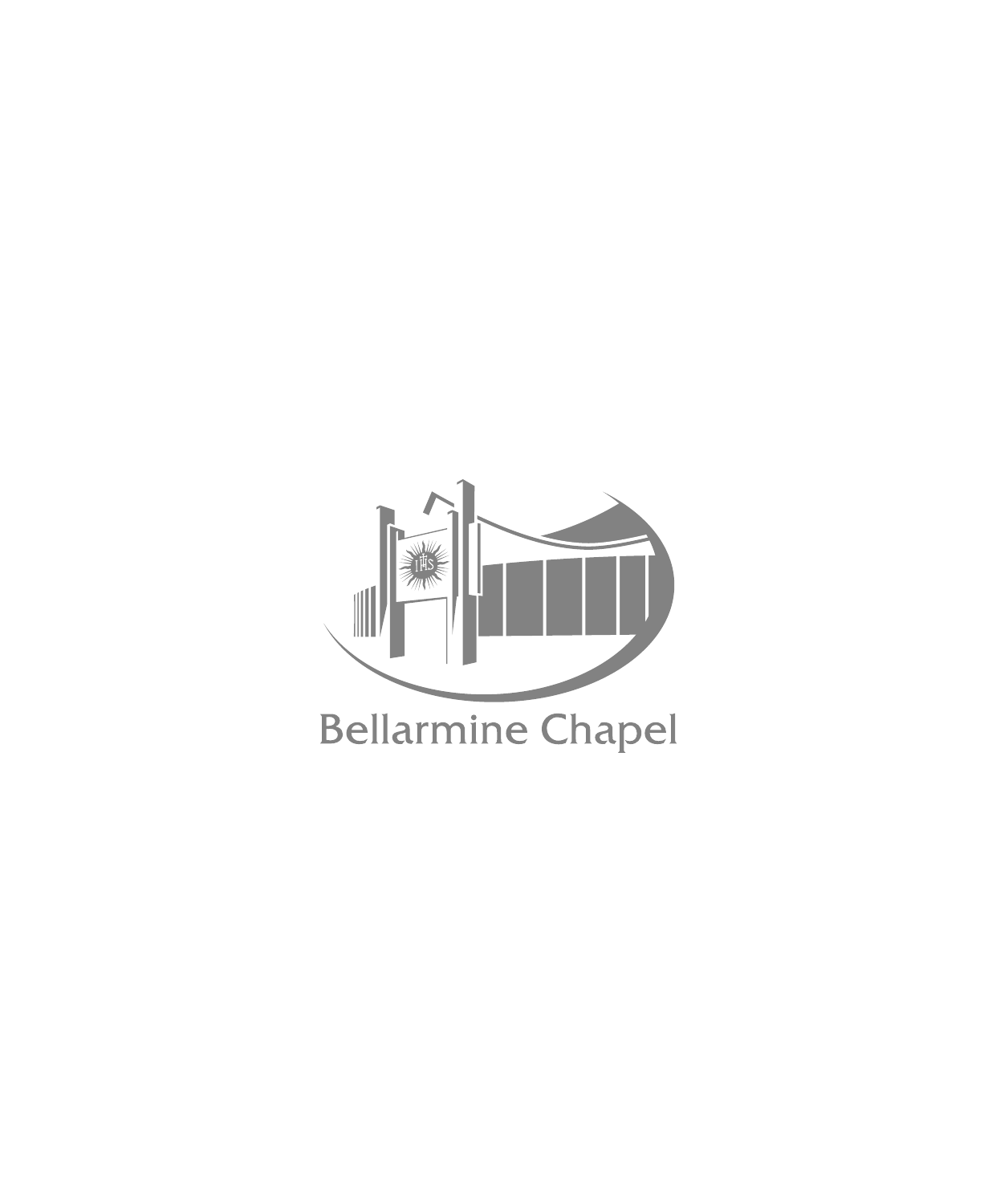Bellarmine Chapel